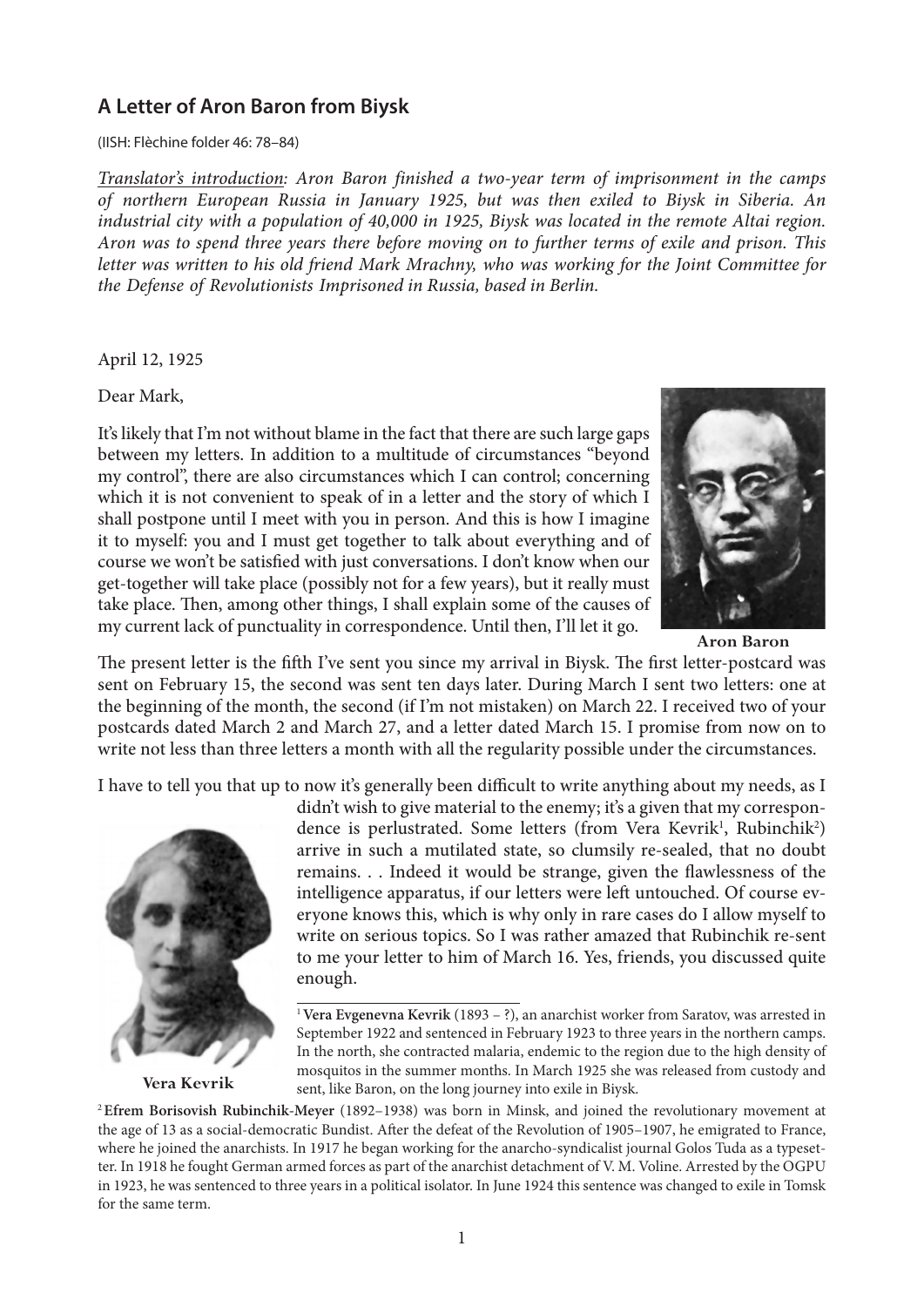## A Letter of Aron Baron from Biysk

(IISH: Flèchine folder 46: 78–84)

*Translator's introduction: Aron Baron finished a two-year term of imprisonment in the camps of northern European Russia in January 1925, but was then exiled to Biysk in Siberia. An industrial city with a population of 40,000 in 1925, Biysk was located in the remote Altai region. Aron was to spend three years there before moving on to further terms of exile and prison. This letter was written to his old friend Mark Mrachny, who was working for the Joint Committee for the Defense of Revolutionists Imprisoned in Russia, based in Berlin.*

April 12, 1925

Dear Mark,

It's likely that I'm not without blame in the fact that there are such large gaps between my letters. In addition to a multitude of circumstances "beyond my control", there are also circumstances which I can control; concerning which it is not convenient to speak of in a letter and the story of which I shall postpone until I meet with you in person. And this is how I imagine it to myself: you and I must get together to talk about everything and of course we won't be satisfied with just conversations. I don't know when our get-together will take place (possibly not for a few years), but it really must take place. Then, among other things, I shall explain some of the causes of my current lack of punctuality in correspondence. Until then, I'll let it go.

**Aron Baron**

The present letter is the fifth I've sent you since my arrival in Biysk. The first letter-postcard was sent on February 15, the second was sent ten days later. During March I sent two letters: one at the beginning of the month, the second (if I'm not mistaken) on March 22. I received two of your postcards dated March 2 and March 27, and a letter dated March 15. I promise from now on to write not less than three letters a month with all the regularity possible under the circumstances.

I have to tell you that up to now it's generally been difficult to write anything about my needs, as I didn't wish to give material to the enemy; it's a given that my correspondence is perlustrated. Some letters (from Vera Kevrik[1], Rubinchik[2]) arrive in such a mutilated state, so clumsily re-sealed, that no doubt remains. . . Indeed it would be strange, given the flawlessness of the intelligence apparatus, if our letters were left untouched. Of course everyone knows this, which is why only in rare cases do I allow myself to write on serious topics. So I was rather amazed that Rubinchik re-sent to me your letter to him of March 16. Yes, friends, you discussed quite enough.

**Vera Kevrik**

[1] **Vera Evgenevna Kevrik** (1893 – ?), an anarchist worker from Saratov, was arrested in September 1922 and sentenced in February 1923 to three years in the northern camps. In the north, she contracted malaria, endemic to the region due to the high density of mosquitos in the summer months. In March 1925 she was released from custody and sent, like Baron, on the long journey into exile in Biysk.

[2] **Efrem Borisovish Rubinchik-Meyer** (1892–1938) was born in Minsk, and joined the revolutionary movement at the age of 13 as a social-democratic Bundist. After the defeat of the Revolution of 1905–1907, he emigrated to France, where he joined the anarchists. In 1917 he began working for the anarcho-syndicalist journal Golos Tuda as a typesetter. In 1918 he fought German armed forces as part of the anarchist detachment of V. M. Voline. Arrested by the OGPU in 1923, he was sentenced to three years in a political isolator. In June 1924 this sentence was changed to exile in Tomsk for the same term.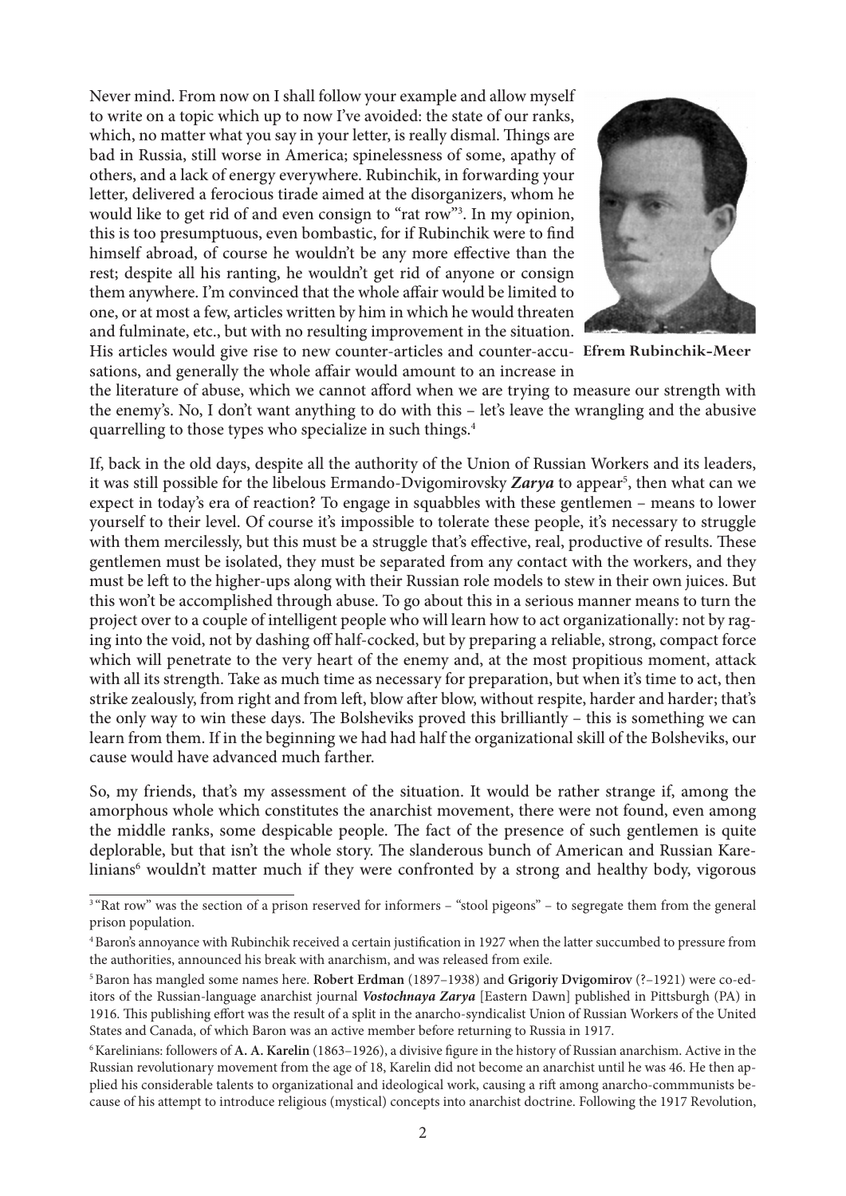Never mind. From now on I shall follow your example and allow myself to write on a topic which up to now I've avoided: the state of our ranks, which, no matter what you say in your letter, is really dismal. Things are bad in Russia, still worse in America; spinelessness of some, apathy of others, and a lack of energy everywhere. Rubinchik, in forwarding your letter, delivered a ferocious tirade aimed at the disorganizers, whom he would like to get rid of and even consign to "rat row"[3]. In my opinion, this is too presumptuous, even bombastic, for if Rubinchik were to find himself abroad, of course he wouldn't be any more effective than the rest; despite all his ranting, he wouldn't get rid of anyone or consign them anywhere. I'm convinced that the whole affair would be limited to one, or at most a few, articles written by him in which he would threaten and fulminate, etc., but with no resulting improvement in the situation. His articles would give rise to new counter-articles and counter-accusations, and generally the whole affair would amount to an increase in the literature of abuse, which we cannot afford when we are trying to measure our strength with the enemy's. No, I don't want anything to do with this – let's leave the wrangling and the abusive quarrelling to those types who specialize in such things.[4]

**Efrem Rubinchik-Meer**

If, back in the old days, despite all the authority of the Union of Russian Workers and its leaders, it was still possible for the libelous Ermando-Dvigomirovsky ***Zarya*** to appear[5], then what can we expect in today's era of reaction? To engage in squabbles with these gentlemen – means to lower yourself to their level. Of course it's impossible to tolerate these people, it's necessary to struggle with them mercilessly, but this must be a struggle that's effective, real, productive of results. These gentlemen must be isolated, they must be separated from any contact with the workers, and they must be left to the higher-ups along with their Russian role models to stew in their own juices. But this won't be accomplished through abuse. To go about this in a serious manner means to turn the project over to a couple of intelligent people who will learn how to act organizationally: not by raging into the void, not by dashing off half-cocked, but by preparing a reliable, strong, compact force which will penetrate to the very heart of the enemy and, at the most propitious moment, attack with all its strength. Take as much time as necessary for preparation, but when it's time to act, then strike zealously, from right and from left, blow after blow, without respite, harder and harder; that's the only way to win these days. The Bolsheviks proved this brilliantly – this is something we can learn from them. If in the beginning we had had half the organizational skill of the Bolsheviks, our cause would have advanced much farther.

So, my friends, that's my assessment of the situation. It would be rather strange if, among the amorphous whole which constitutes the anarchist movement, there were not found, even among the middle ranks, some despicable people. The fact of the presence of such gentlemen is quite deplorable, but that isn't the whole story. The slanderous bunch of American and Russian Karelinians[6] wouldn't matter much if they were confronted by a strong and healthy body, vigorous

---

[3] "Rat row" was the section of a prison reserved for informers – "stool pigeons" – to segregate them from the general prison population.

[4] Baron's annoyance with Rubinchik received a certain justification in 1927 when the latter succumbed to pressure from the authorities, announced his break with anarchism, and was released from exile.

[5] Baron has mangled some names here. **Robert Erdman** (1897–1938) and **Grigoriy Dvigomirov** (?–1921) were co-editors of the Russian-language anarchist journal ***Vostochnaya Zarya*** [Eastern Dawn] published in Pittsburgh (PA) in 1916. This publishing effort was the result of a split in the anarcho-syndicalist Union of Russian Workers of the United States and Canada, of which Baron was an active member before returning to Russia in 1917.

[6] Karelinians: followers of **A. A. Karelin** (1863–1926), a divisive figure in the history of Russian anarchism. Active in the Russian revolutionary movement from the age of 18, Karelin did not become an anarchist until he was 46. He then applied his considerable talents to organizational and ideological work, causing a rift among anarcho-commmunists because of his attempt to introduce religious (mystical) concepts into anarchist doctrine. Following the 1917 Revolution,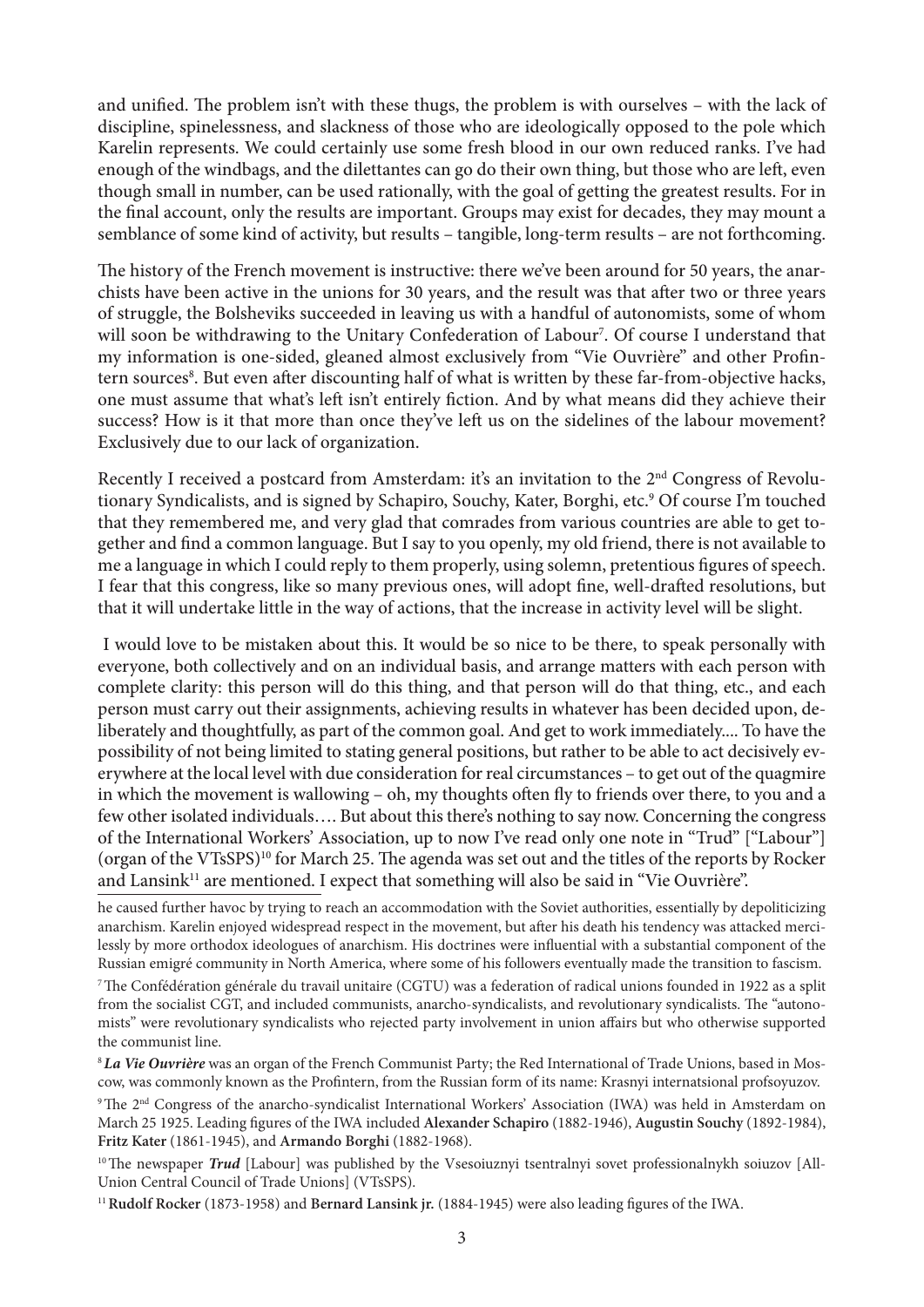and unified. The problem isn't with these thugs, the problem is with ourselves – with the lack of discipline, spinelessness, and slackness of those who are ideologically opposed to the pole which Karelin represents. We could certainly use some fresh blood in our own reduced ranks. I've had enough of the windbags, and the dilettantes can go do their own thing, but those who are left, even though small in number, can be used rationally, with the goal of getting the greatest results. For in the final account, only the results are important. Groups may exist for decades, they may mount a semblance of some kind of activity, but results – tangible, long-term results – are not forthcoming.

The history of the French movement is instructive: there we've been around for 50 years, the anarchists have been active in the unions for 30 years, and the result was that after two or three years of struggle, the Bolsheviks succeeded in leaving us with a handful of autonomists, some of whom will soon be withdrawing to the Unitary Confederation of Labour[7]. Of course I understand that my information is one-sided, gleaned almost exclusively from "Vie Ouvrière" and other Profintern sources[8]. But even after discounting half of what is written by these far-from-objective hacks, one must assume that what's left isn't entirely fiction. And by what means did they achieve their success? How is it that more than once they've left us on the sidelines of the labour movement? Exclusively due to our lack of organization.

Recently I received a postcard from Amsterdam: it's an invitation to the 2nd Congress of Revolutionary Syndicalists, and is signed by Schapiro, Souchy, Kater, Borghi, etc.[9] Of course I'm touched that they remembered me, and very glad that comrades from various countries are able to get together and find a common language. But I say to you openly, my old friend, there is not available to me a language in which I could reply to them properly, using solemn, pretentious figures of speech. I fear that this congress, like so many previous ones, will adopt fine, well-drafted resolutions, but that it will undertake little in the way of actions, that the increase in activity level will be slight.

I would love to be mistaken about this. It would be so nice to be there, to speak personally with everyone, both collectively and on an individual basis, and arrange matters with each person with complete clarity: this person will do this thing, and that person will do that thing, etc., and each person must carry out their assignments, achieving results in whatever has been decided upon, deliberately and thoughtfully, as part of the common goal. And get to work immediately.... To have the possibility of not being limited to stating general positions, but rather to be able to act decisively everywhere at the local level with due consideration for real circumstances – to get out of the quagmire in which the movement is wallowing – oh, my thoughts often fly to friends over there, to you and a few other isolated individuals…. But about this there's nothing to say now. Concerning the congress of the International Workers' Association, up to now I've read only one note in "Trud" ["Labour"] (organ of the VTsSPS)[10] for March 25. The agenda was set out and the titles of the reports by Rocker and Lansink[11] are mentioned. I expect that something will also be said in "Vie Ouvrière".

---

he caused further havoc by trying to reach an accommodation with the Soviet authorities, essentially by depoliticizing anarchism. Karelin enjoyed widespread respect in the movement, but after his death his tendency was attacked mercilessly by more orthodox ideologues of anarchism. His doctrines were influential with a substantial component of the Russian emigré community in North America, where some of his followers eventually made the transition to fascism.

[7] The Confédération générale du travail unitaire (CGTU) was a federation of radical unions founded in 1922 as a split from the socialist CGT, and included communists, anarcho-syndicalists, and revolutionary syndicalists. The "autonomists" were revolutionary syndicalists who rejected party involvement in union affairs but who otherwise supported the communist line.

[8] ***La Vie Ouvrière*** was an organ of the French Communist Party; the Red International of Trade Unions, based in Moscow, was commonly known as the Profintern, from the Russian form of its name: Krasnyi internatsional profsoyuzov.

[9] The 2nd Congress of the anarcho-syndicalist International Workers' Association (IWA) was held in Amsterdam on March 25 1925. Leading figures of the IWA included **Alexander Schapiro** (1882-1946), **Augustin Souchy** (1892-1984), **Fritz Kater** (1861-1945), and **Armando Borghi** (1882-1968).

[10] The newspaper ***Trud*** [Labour] was published by the Vsesoiuznyi tsentralnyi sovet professionalnykh soiuzov [All-Union Central Council of Trade Unions] (VTsSPS).

[11] **Rudolf Rocker** (1873-1958) and **Bernard Lansink jr.** (1884-1945) were also leading figures of the IWA.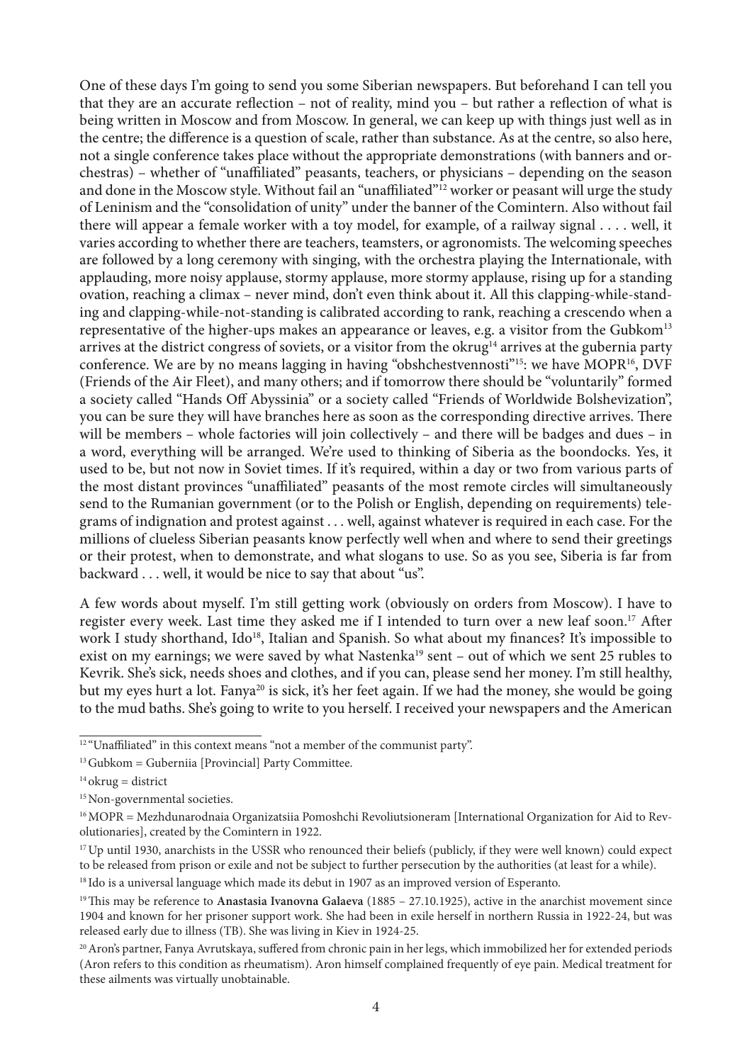One of these days I'm going to send you some Siberian newspapers. But beforehand I can tell you that they are an accurate reflection – not of reality, mind you – but rather a reflection of what is being written in Moscow and from Moscow. In general, we can keep up with things just well as in the centre; the difference is a question of scale, rather than substance. As at the centre, so also here, not a single conference takes place without the appropriate demonstrations (with banners and orchestras) – whether of "unaffiliated" peasants, teachers, or physicians – depending on the season and done in the Moscow style. Without fail an "unaffiliated"[12] worker or peasant will urge the study of Leninism and the "consolidation of unity" under the banner of the Comintern. Also without fail there will appear a female worker with a toy model, for example, of a railway signal . . . . well, it varies according to whether there are teachers, teamsters, or agronomists. The welcoming speeches are followed by a long ceremony with singing, with the orchestra playing the Internationale, with applauding, more noisy applause, stormy applause, more stormy applause, rising up for a standing ovation, reaching a climax – never mind, don't even think about it. All this clapping-while-standing and clapping-while-not-standing is calibrated according to rank, reaching a crescendo when a representative of the higher-ups makes an appearance or leaves, e.g. a visitor from the Gubkom[13] arrives at the district congress of soviets, or a visitor from the okrug[14] arrives at the gubernia party conference. We are by no means lagging in having "obshchestvennosti"[15]: we have MOPR[16], DVF (Friends of the Air Fleet), and many others; and if tomorrow there should be "voluntarily" formed a society called "Hands Off Abyssinia" or a society called "Friends of Worldwide Bolshevization", you can be sure they will have branches here as soon as the corresponding directive arrives. There will be members – whole factories will join collectively – and there will be badges and dues – in a word, everything will be arranged. We're used to thinking of Siberia as the boondocks. Yes, it used to be, but not now in Soviet times. If it's required, within a day or two from various parts of the most distant provinces "unaffiliated" peasants of the most remote circles will simultaneously send to the Rumanian government (or to the Polish or English, depending on requirements) telegrams of indignation and protest against . . . well, against whatever is required in each case. For the millions of clueless Siberian peasants know perfectly well when and where to send their greetings or their protest, when to demonstrate, and what slogans to use. So as you see, Siberia is far from backward . . . well, it would be nice to say that about "us".

A few words about myself. I'm still getting work (obviously on orders from Moscow). I have to register every week. Last time they asked me if I intended to turn over a new leaf soon.[17] After work I study shorthand, Ido[18], Italian and Spanish. So what about my finances? It's impossible to exist on my earnings; we were saved by what Nastenka[19] sent – out of which we sent 25 rubles to Kevrik. She's sick, needs shoes and clothes, and if you can, please send her money. I'm still healthy, but my eyes hurt a lot. Fanya[20] is sick, it's her feet again. If we had the money, she would be going to the mud baths. She's going to write to you herself. I received your newspapers and the American

---

[12] "Unaffiliated" in this context means "not a member of the communist party".

[13] Gubkom = Guberniia [Provincial] Party Committee.

[14] okrug = district

[15] Non-governmental societies.

[16] MOPR = Mezhdunarodnaia Organizatsiia Pomoshchi Revoliutsioneram [International Organization for Aid to Revolutionaries], created by the Comintern in 1922.

[17] Up until 1930, anarchists in the USSR who renounced their beliefs (publicly, if they were well known) could expect to be released from prison or exile and not be subject to further persecution by the authorities (at least for a while).

[18] Ido is a universal language which made its debut in 1907 as an improved version of Esperanto.

[19] This may be reference to **Anastasia Ivanovna Galaeva** (1885 – 27.10.1925), active in the anarchist movement since 1904 and known for her prisoner support work. She had been in exile herself in northern Russia in 1922-24, but was released early due to illness (TB). She was living in Kiev in 1924-25.

[20] Aron's partner, Fanya Avrutskaya, suffered from chronic pain in her legs, which immobilized her for extended periods (Aron refers to this condition as rheumatism). Aron himself complained frequently of eye pain. Medical treatment for these ailments was virtually unobtainable.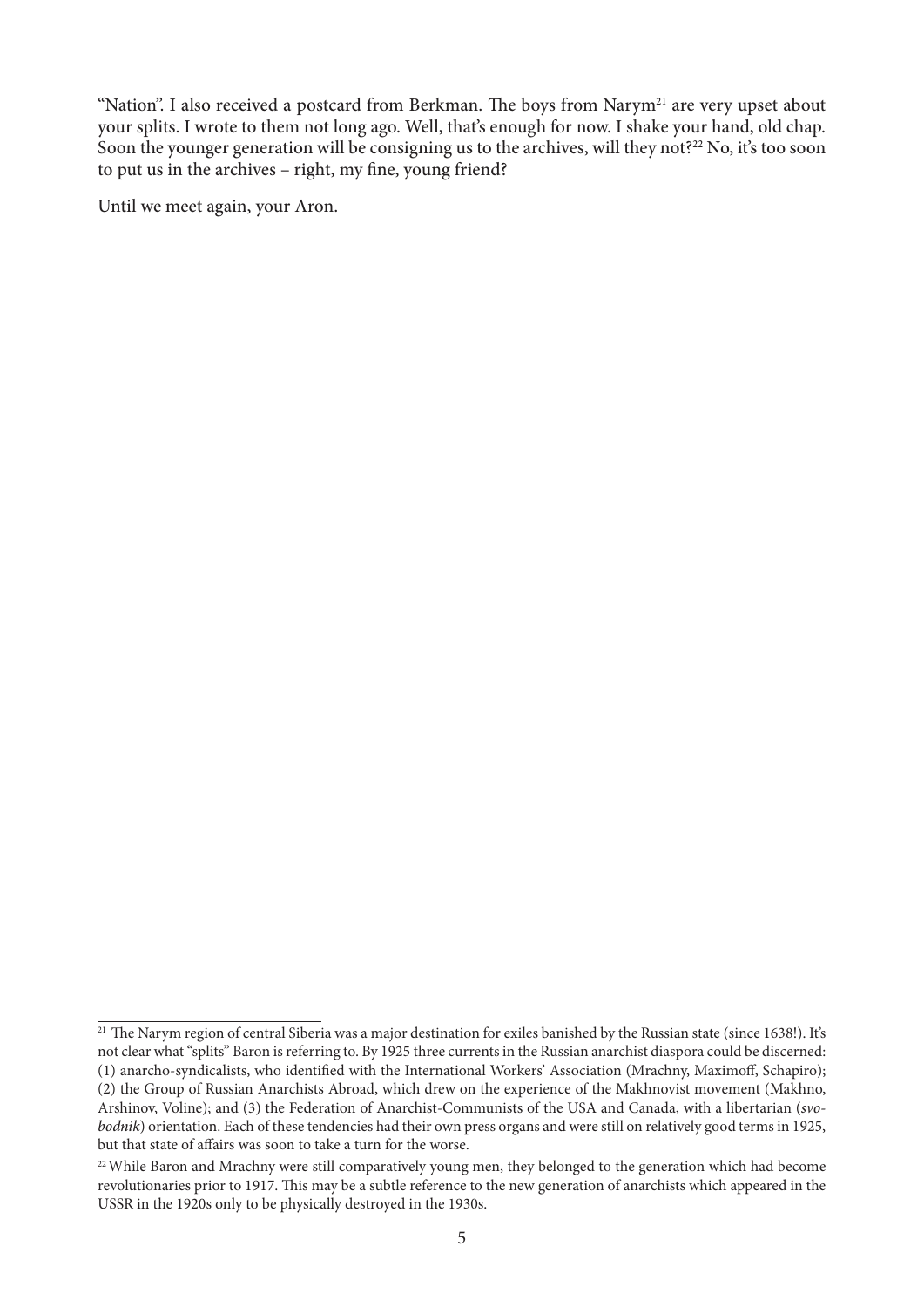"Nation". I also received a postcard from Berkman. The boys from Narym[21] are very upset about your splits. I wrote to them not long ago. Well, that's enough for now. I shake your hand, old chap. Soon the younger generation will be consigning us to the archives, will they not?[22] No, it's too soon to put us in the archives – right, my fine, young friend?

Until we meet again, your Aron.

---

[21] The Narym region of central Siberia was a major destination for exiles banished by the Russian state (since 1638!). It's not clear what "splits" Baron is referring to. By 1925 three currents in the Russian anarchist diaspora could be discerned: (1) anarcho-syndicalists, who identified with the International Workers' Association (Mrachny, Maximoff, Schapiro); (2) the Group of Russian Anarchists Abroad, which drew on the experience of the Makhnovist movement (Makhno, Arshinov, Voline); and (3) the Federation of Anarchist-Communists of the USA and Canada, with a libertarian (*svobodnik*) orientation. Each of these tendencies had their own press organs and were still on relatively good terms in 1925, but that state of affairs was soon to take a turn for the worse.

[22] While Baron and Mrachny were still comparatively young men, they belonged to the generation which had become revolutionaries prior to 1917. This may be a subtle reference to the new generation of anarchists which appeared in the USSR in the 1920s only to be physically destroyed in the 1930s.